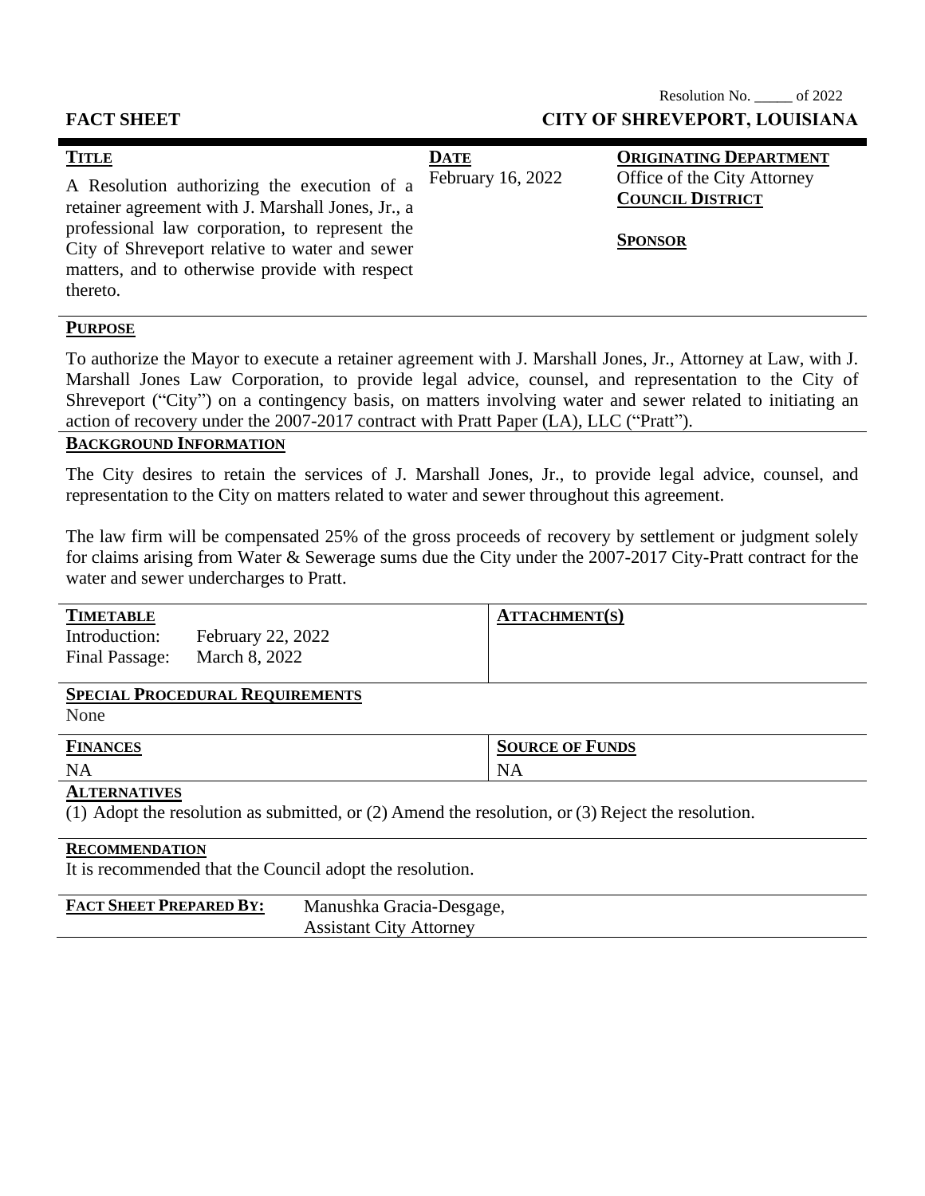Resolution No. _____ of 2022

**FACT SHEET** **CITY OF SHREVEPORT, LOUISIANA**

| **TITLE** | **DATE** | **ORIGINATING DEPARTMENT** |
|---|---|---|
| A Resolution authorizing the execution of a retainer agreement with J. Marshall Jones, Jr., a professional law corporation, to represent the City of Shreveport relative to water and sewer matters, and to otherwise provide with respect thereto. | February 16, 2022 | Office of the City Attorney<br>**COUNCIL DISTRICT**<br><br>**SPONSOR** |

**PURPOSE**

To authorize the Mayor to execute a retainer agreement with J. Marshall Jones, Jr., Attorney at Law, with J. Marshall Jones Law Corporation, to provide legal advice, counsel, and representation to the City of Shreveport ("City") on a contingency basis, on matters involving water and sewer related to initiating an action of recovery under the 2007-2017 contract with Pratt Paper (LA), LLC ("Pratt").

**BACKGROUND INFORMATION**

The City desires to retain the services of J. Marshall Jones, Jr., to provide legal advice, counsel, and representation to the City on matters related to water and sewer throughout this agreement.

The law firm will be compensated 25% of the gross proceeds of recovery by settlement or judgment solely for claims arising from Water & Sewerage sums due the City under the 2007-2017 City-Pratt contract for the water and sewer undercharges to Pratt.

| **TIMETABLE** | **ATTACHMENT(S)** |
|---|---|
| Introduction: February 22, 2022<br>Final Passage: March 8, 2022 | |

**SPECIAL PROCEDURAL REQUIREMENTS**

None

| **FINANCES** | **SOURCE OF FUNDS** |
|---|---|
| NA | NA |

**ALTERNATIVES**

(1) Adopt the resolution as submitted, or (2) Amend the resolution, or (3) Reject the resolution.

**RECOMMENDATION**

It is recommended that the Council adopt the resolution.

**FACT SHEET PREPARED BY:** Manushka Gracia-Desgage, Assistant City Attorney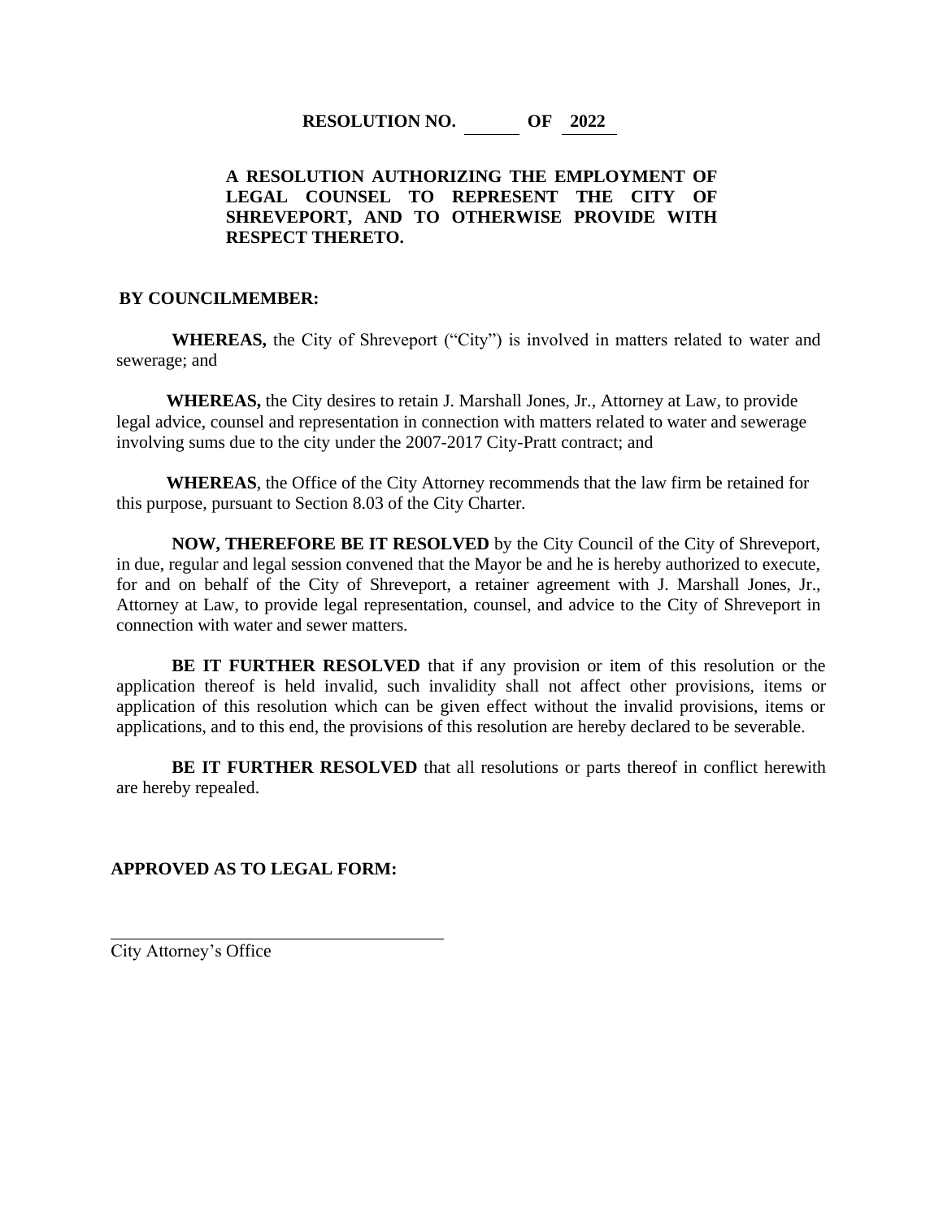**RESOLUTION NO. \_\_\_\_\_\_ OF 2022**

**A RESOLUTION AUTHORIZING THE EMPLOYMENT OF LEGAL COUNSEL TO REPRESENT THE CITY OF SHREVEPORT, AND TO OTHERWISE PROVIDE WITH RESPECT THERETO.**

**BY COUNCILMEMBER:**

**WHEREAS,** the City of Shreveport ("City") is involved in matters related to water and sewerage; and

**WHEREAS,** the City desires to retain J. Marshall Jones, Jr., Attorney at Law, to provide legal advice, counsel and representation in connection with matters related to water and sewerage involving sums due to the city under the 2007-2017 City-Pratt contract; and

**WHEREAS**, the Office of the City Attorney recommends that the law firm be retained for this purpose, pursuant to Section 8.03 of the City Charter.

**NOW, THEREFORE BE IT RESOLVED** by the City Council of the City of Shreveport, in due, regular and legal session convened that the Mayor be and he is hereby authorized to execute, for and on behalf of the City of Shreveport, a retainer agreement with J. Marshall Jones, Jr., Attorney at Law, to provide legal representation, counsel, and advice to the City of Shreveport in connection with water and sewer matters.

**BE IT FURTHER RESOLVED** that if any provision or item of this resolution or the application thereof is held invalid, such invalidity shall not affect other provisions, items or application of this resolution which can be given effect without the invalid provisions, items or applications, and to this end, the provisions of this resolution are hereby declared to be severable.

**BE IT FURTHER RESOLVED** that all resolutions or parts thereof in conflict herewith are hereby repealed.

**APPROVED AS TO LEGAL FORM:**

\_\_\_\_\_\_\_\_\_\_\_\_\_\_\_\_\_\_\_\_\_\_\_\_\_\_\_\_\_\_\_\_\_\_\_\_\_\_\_\_

City Attorney's Office